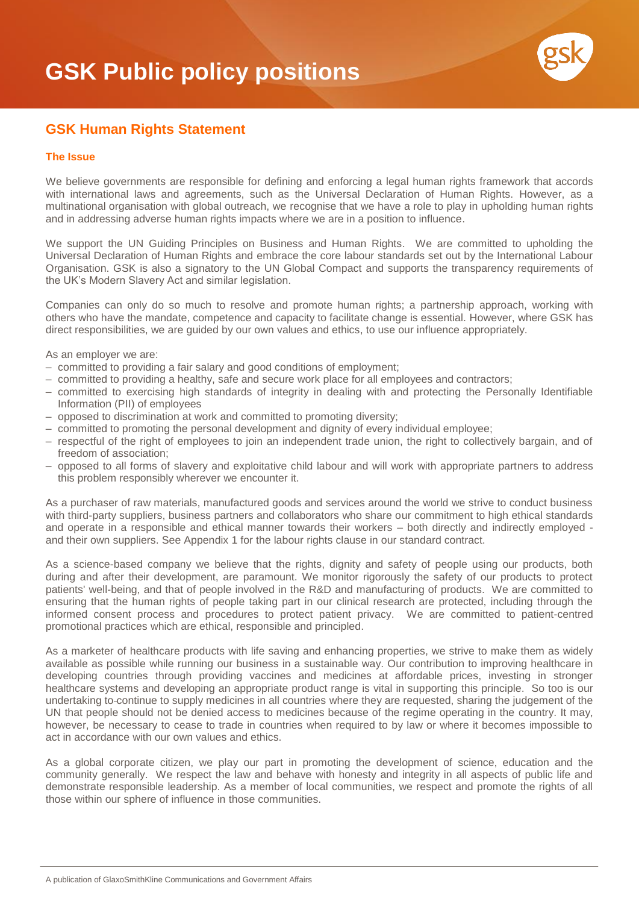# GSK Public policy positions

## GSK Human Rights Statement

### The Issue

We believe governments are responsible for defining and enforcing a legal human rights framework that accords with international laws and agreements, such as the Universal Declaration of Human Rights. However, as a multinational organisation with global outreach, we recognise that we have a role to play in upholding human rights and in addressing adverse human rights impacts where we are in a position to influence.

We support the UN Guiding Principles on Business and Human Rights. We are committed to upholding the Universal Declaration of Human Rights and embrace the core labour standards set out by the International Labour Organisation. GSK is also a signatory to the UN Global Compact and supports the transparency requirements of the UK's Modern Slavery Act and similar legislation.

Companies can only do so much to resolve and promote human rights; a partnership approach, working with others who have the mandate, competence and capacity to facilitate change is essential. However, where GSK has direct responsibilities, we are guided by our own values and ethics, to use our influence appropriately.

As an employer we are:

- committed to providing a fair salary and good conditions of employment;
- committed to providing a healthy, safe and secure work place for all employees and contractors;
- committed to exercising high standards of integrity in dealing with and protecting the Personally Identifiable Information (PII) of employees
- opposed to discrimination at work and committed to promoting diversity;
- committed to promoting the personal development and dignity of every individual employee;
- respectful of the right of employees to join an independent trade union, the right to collectively bargain, and of freedom of association;
- opposed to all forms of slavery and exploitative child labour and will work with appropriate partners to address this problem responsibly wherever we encounter it.

As a purchaser of raw materials, manufactured goods and services around the world we strive to conduct business with third-party suppliers, business partners and collaborators who share our commitment to high ethical standards and operate in a responsible and ethical manner towards their workers – both directly and indirectly employed - and their own suppliers. See Appendix 1 for the labour rights clause in our standard contract.

As a science-based company we believe that the rights, dignity and safety of people using our products, both during and after their development, are paramount. We monitor rigorously the safety of our products to protect patients' well-being, and that of people involved in the R&D and manufacturing of products. We are committed to ensuring that the human rights of people taking part in our clinical research are protected, including through the informed consent process and procedures to protect patient privacy. We are committed to patient-centred promotional practices which are ethical, responsible and principled.

As a marketer of healthcare products with life saving and enhancing properties, we strive to make them as widely available as possible while running our business in a sustainable way. Our contribution to improving healthcare in developing countries through providing vaccines and medicines at affordable prices, investing in stronger healthcare systems and developing an appropriate product range is vital in supporting this principle. So too is our undertaking to continue to supply medicines in all countries where they are requested, sharing the judgement of the UN that people should not be denied access to medicines because of the regime operating in the country. It may, however, be necessary to cease to trade in countries when required to by law or where it becomes impossible to act in accordance with our own values and ethics.

As a global corporate citizen, we play our part in promoting the development of science, education and the community generally. We respect the law and behave with honesty and integrity in all aspects of public life and demonstrate responsible leadership. As a member of local communities, we respect and promote the rights of all those within our sphere of influence in those communities.

A publication of GlaxoSmithKline Communications and Government Affairs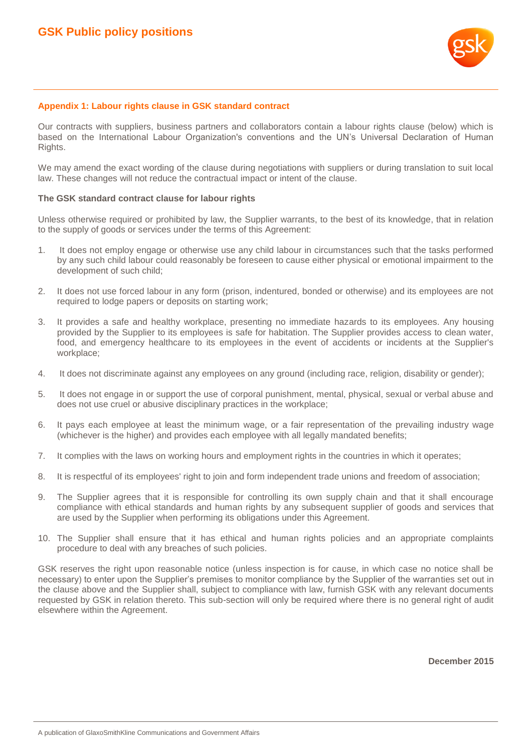## Appendix 1: Labour rights clause in GSK standard contract

Our contracts with suppliers, business partners and collaborators contain a labour rights clause (below) which is based on the International Labour Organization's conventions and the UN's Universal Declaration of Human Rights.

We may amend the exact wording of the clause during negotiations with suppliers or during translation to suit local law. These changes will not reduce the contractual impact or intent of the clause.

### The GSK standard contract clause for labour rights

Unless otherwise required or prohibited by law, the Supplier warrants, to the best of its knowledge, that in relation to the supply of goods or services under the terms of this Agreement:

1. It does not employ engage or otherwise use any child labour in circumstances such that the tasks performed by any such child labour could reasonably be foreseen to cause either physical or emotional impairment to the development of such child;
2. It does not use forced labour in any form (prison, indentured, bonded or otherwise) and its employees are not required to lodge papers or deposits on starting work;
3. It provides a safe and healthy workplace, presenting no immediate hazards to its employees. Any housing provided by the Supplier to its employees is safe for habitation. The Supplier provides access to clean water, food, and emergency healthcare to its employees in the event of accidents or incidents at the Supplier's workplace;
4. It does not discriminate against any employees on any ground (including race, religion, disability or gender);
5. It does not engage in or support the use of corporal punishment, mental, physical, sexual or verbal abuse and does not use cruel or abusive disciplinary practices in the workplace;
6. It pays each employee at least the minimum wage, or a fair representation of the prevailing industry wage (whichever is the higher) and provides each employee with all legally mandated benefits;
7. It complies with the laws on working hours and employment rights in the countries in which it operates;
8. It is respectful of its employees' right to join and form independent trade unions and freedom of association;
9. The Supplier agrees that it is responsible for controlling its own supply chain and that it shall encourage compliance with ethical standards and human rights by any subsequent supplier of goods and services that are used by the Supplier when performing its obligations under this Agreement.
10. The Supplier shall ensure that it has ethical and human rights policies and an appropriate complaints procedure to deal with any breaches of such policies.

GSK reserves the right upon reasonable notice (unless inspection is for cause, in which case no notice shall be necessary) to enter upon the Supplier's premises to monitor compliance by the Supplier of the warranties set out in the clause above and the Supplier shall, subject to compliance with law, furnish GSK with any relevant documents requested by GSK in relation thereto. This sub-section will only be required where there is no general right of audit elsewhere within the Agreement.

**December 2015**